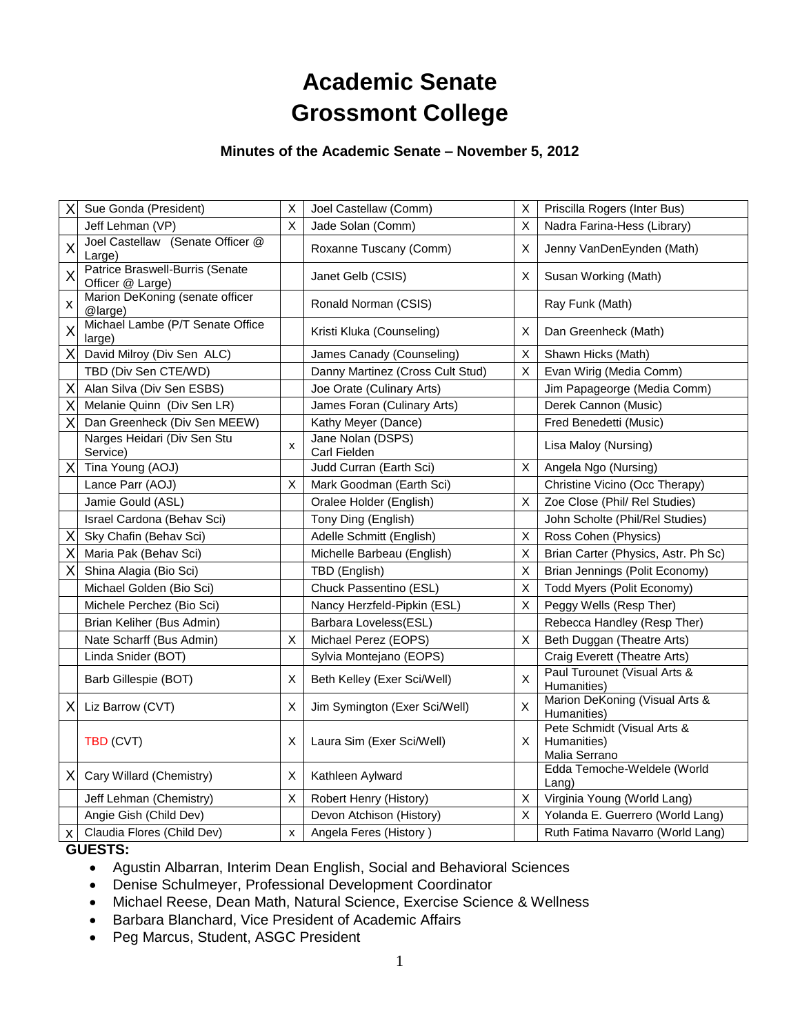# Academic Senate
# Grossmont College

### Minutes of the Academic Senate – November 5, 2012

| | | | | | |
|---|---|---|---|---|---|
| X | Sue Gonda (President) | X | Joel Castellaw (Comm) | X | Priscilla Rogers (Inter Bus) |
| | Jeff Lehman (VP) | X | Jade Solan (Comm) | X | Nadra Farina-Hess (Library) |
| X | Joel Castellaw (Senate Officer @ Large) | | Roxanne Tuscany (Comm) | X | Jenny VanDenEynden (Math) |
| X | Patrice Braswell-Burris (Senate Officer @ Large) | | Janet Gelb (CSIS) | X | Susan Working (Math) |
| x | Marion DeKoning (senate officer @large) | | Ronald Norman (CSIS) | | Ray Funk (Math) |
| X | Michael Lambe (P/T Senate Office large) | | Kristi Kluka (Counseling) | X | Dan Greenheck (Math) |
| X | David Milroy (Div Sen ALC) | | James Canady (Counseling) | X | Shawn Hicks (Math) |
| | TBD (Div Sen CTE/WD) | | Danny Martinez (Cross Cult Stud) | X | Evan Wirig (Media Comm) |
| X | Alan Silva (Div Sen ESBS) | | Joe Orate (Culinary Arts) | | Jim Papageorge (Media Comm) |
| X | Melanie Quinn (Div Sen LR) | | James Foran (Culinary Arts) | | Derek Cannon (Music) |
| X | Dan Greenheck (Div Sen MEEW) | | Kathy Meyer (Dance) | | Fred Benedetti (Music) |
| | Narges Heidari (Div Sen Stu Service) | x | Jane Nolan (DSPS) Carl Fielden | | Lisa Maloy (Nursing) |
| X | Tina Young (AOJ) | | Judd Curran (Earth Sci) | X | Angela Ngo (Nursing) |
| | Lance Parr (AOJ) | X | Mark Goodman (Earth Sci) | | Christine Vicino (Occ Therapy) |
| | Jamie Gould (ASL) | | Oralee Holder (English) | X | Zoe Close (Phil/ Rel Studies) |
| | Israel Cardona (Behav Sci) | | Tony Ding (English) | | John Scholte (Phil/Rel Studies) |
| X | Sky Chafin (Behav Sci) | | Adelle Schmitt (English) | X | Ross Cohen (Physics) |
| X | Maria Pak (Behav Sci) | | Michelle Barbeau (English) | X | Brian Carter (Physics, Astr. Ph Sc) |
| X | Shina Alagia (Bio Sci) | | TBD (English) | X | Brian Jennings (Polit Economy) |
| | Michael Golden (Bio Sci) | | Chuck Passentino (ESL) | X | Todd Myers (Polit Economy) |
| | Michele Perchez (Bio Sci) | | Nancy Herzfeld-Pipkin (ESL) | X | Peggy Wells (Resp Ther) |
| | Brian Keliher (Bus Admin) | | Barbara Loveless(ESL) | | Rebecca Handley (Resp Ther) |
| | Nate Scharff (Bus Admin) | X | Michael Perez (EOPS) | X | Beth Duggan (Theatre Arts) |
| | Linda Snider (BOT) | | Sylvia Montejano (EOPS) | | Craig Everett (Theatre Arts) |
| | Barb Gillespie (BOT) | X | Beth Kelley (Exer Sci/Well) | X | Paul Turounet (Visual Arts & Humanities) |
| X | Liz Barrow (CVT) | X | Jim Symington (Exer Sci/Well) | X | Marion DeKoning (Visual Arts & Humanities) |
| | TBD (CVT) | X | Laura Sim (Exer Sci/Well) | X | Pete Schmidt (Visual Arts & Humanities) Malia Serrano |
| X | Cary Willard (Chemistry) | X | Kathleen Aylward | | Edda Temoche-Weldele (World Lang) |
| | Jeff Lehman (Chemistry) | X | Robert Henry (History) | X | Virginia Young (World Lang) |
| | Angie Gish (Child Dev) | | Devon Atchison (History) | X | Yolanda E. Guerrero (World Lang) |
| x | Claudia Flores (Child Dev) | x | Angela Feres (History ) | | Ruth Fatima Navarro (World Lang) |

**GUESTS:**

- Agustin Albarran, Interim Dean English, Social and Behavioral Sciences
- Denise Schulmeyer, Professional Development Coordinator
- Michael Reese, Dean Math, Natural Science, Exercise Science & Wellness
- Barbara Blanchard, Vice President of Academic Affairs
- Peg Marcus, Student, ASGC President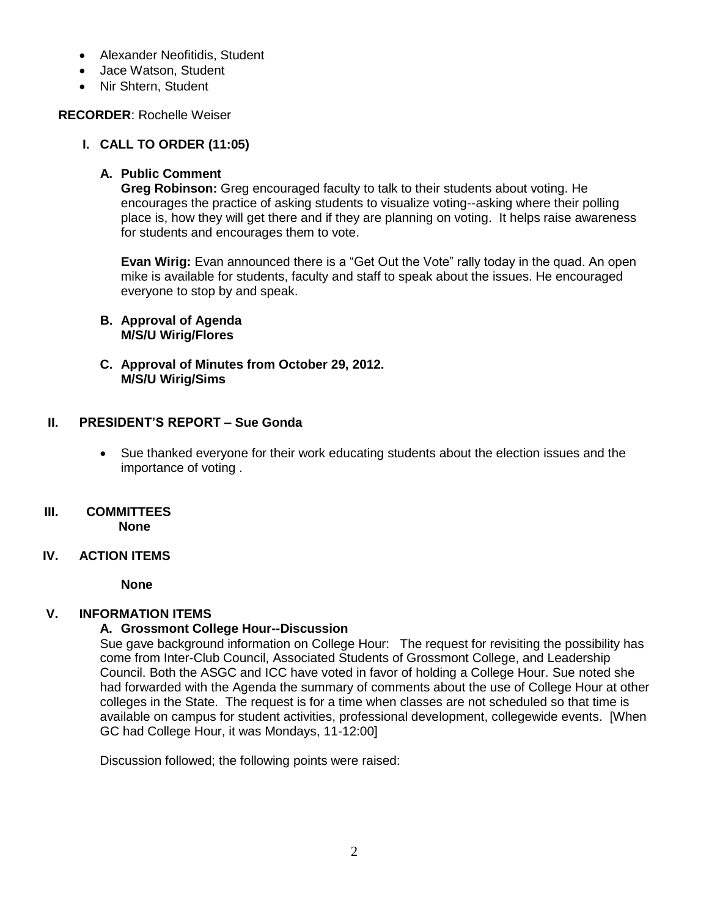- Alexander Neofitidis, Student
- Jace Watson, Student
- Nir Shtern, Student

**RECORDER**: Rochelle Weiser

## I. CALL TO ORDER (11:05)

### A. Public Comment

**Greg Robinson:** Greg encouraged faculty to talk to their students about voting. He encourages the practice of asking students to visualize voting--asking where their polling place is, how they will get there and if they are planning on voting. It helps raise awareness for students and encourages them to vote.

**Evan Wirig:** Evan announced there is a "Get Out the Vote" rally today in the quad. An open mike is available for students, faculty and staff to speak about the issues. He encouraged everyone to stop by and speak.

### B. Approval of Agenda
**M/S/U Wirig/Flores**

### C. Approval of Minutes from October 29, 2012.
**M/S/U Wirig/Sims**

## II. PRESIDENT'S REPORT – Sue Gonda

- Sue thanked everyone for their work educating students about the election issues and the importance of voting .

## III. COMMITTEES

**None**

## IV. ACTION ITEMS

**None**

## V. INFORMATION ITEMS

### A. Grossmont College Hour--Discussion

Sue gave background information on College Hour: The request for revisiting the possibility has come from Inter-Club Council, Associated Students of Grossmont College, and Leadership Council. Both the ASGC and ICC have voted in favor of holding a College Hour. Sue noted she had forwarded with the Agenda the summary of comments about the use of College Hour at other colleges in the State. The request is for a time when classes are not scheduled so that time is available on campus for student activities, professional development, collegewide events. [When GC had College Hour, it was Mondays, 11-12:00]

Discussion followed; the following points were raised: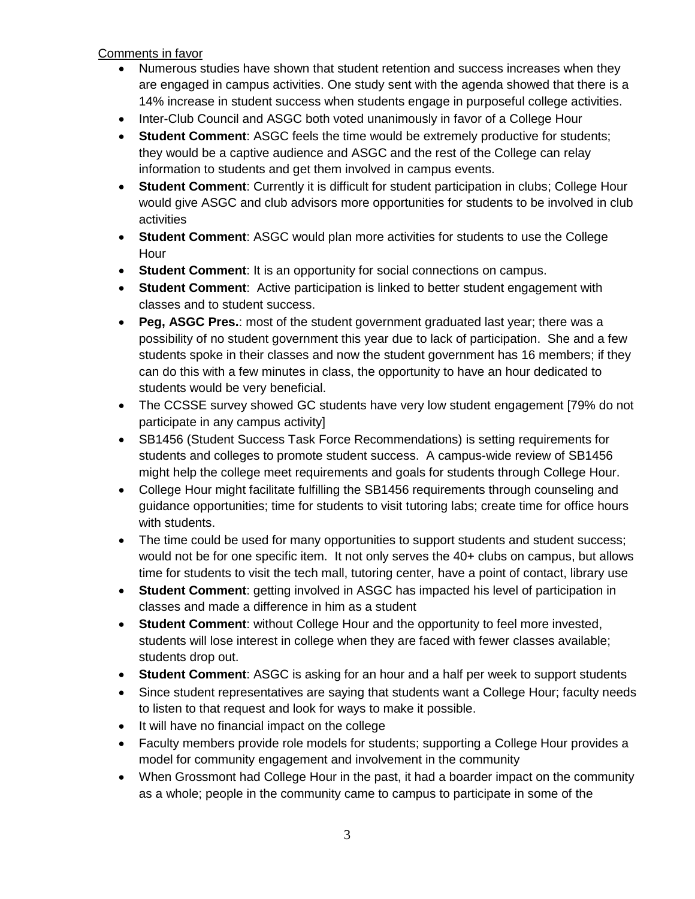Comments in favor

- Numerous studies have shown that student retention and success increases when they are engaged in campus activities. One study sent with the agenda showed that there is a 14% increase in student success when students engage in purposeful college activities.
- Inter-Club Council and ASGC both voted unanimously in favor of a College Hour
- **Student Comment**: ASGC feels the time would be extremely productive for students; they would be a captive audience and ASGC and the rest of the College can relay information to students and get them involved in campus events.
- **Student Comment**: Currently it is difficult for student participation in clubs; College Hour would give ASGC and club advisors more opportunities for students to be involved in club activities
- **Student Comment**: ASGC would plan more activities for students to use the College Hour
- **Student Comment**: It is an opportunity for social connections on campus.
- **Student Comment**: Active participation is linked to better student engagement with classes and to student success.
- **Peg, ASGC Pres.**: most of the student government graduated last year; there was a possibility of no student government this year due to lack of participation. She and a few students spoke in their classes and now the student government has 16 members; if they can do this with a few minutes in class, the opportunity to have an hour dedicated to students would be very beneficial.
- The CCSSE survey showed GC students have very low student engagement [79% do not participate in any campus activity]
- SB1456 (Student Success Task Force Recommendations) is setting requirements for students and colleges to promote student success. A campus-wide review of SB1456 might help the college meet requirements and goals for students through College Hour.
- College Hour might facilitate fulfilling the SB1456 requirements through counseling and guidance opportunities; time for students to visit tutoring labs; create time for office hours with students.
- The time could be used for many opportunities to support students and student success; would not be for one specific item. It not only serves the 40+ clubs on campus, but allows time for students to visit the tech mall, tutoring center, have a point of contact, library use
- **Student Comment**: getting involved in ASGC has impacted his level of participation in classes and made a difference in him as a student
- **Student Comment**: without College Hour and the opportunity to feel more invested, students will lose interest in college when they are faced with fewer classes available; students drop out.
- **Student Comment**: ASGC is asking for an hour and a half per week to support students
- Since student representatives are saying that students want a College Hour; faculty needs to listen to that request and look for ways to make it possible.
- It will have no financial impact on the college
- Faculty members provide role models for students; supporting a College Hour provides a model for community engagement and involvement in the community
- When Grossmont had College Hour in the past, it had a boarder impact on the community as a whole; people in the community came to campus to participate in some of the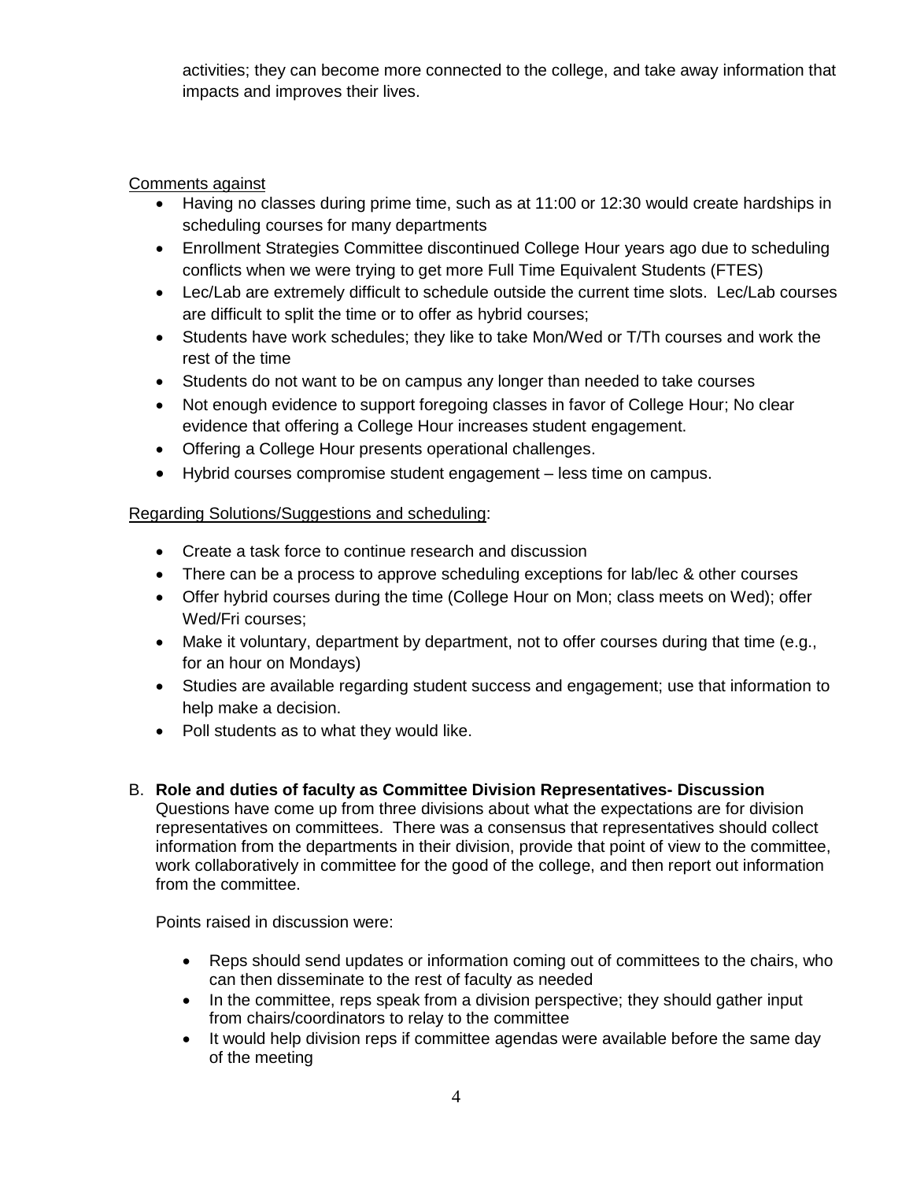activities; they can become more connected to the college, and take away information that impacts and improves their lives.

Comments against

- Having no classes during prime time, such as at 11:00 or 12:30 would create hardships in scheduling courses for many departments
- Enrollment Strategies Committee discontinued College Hour years ago due to scheduling conflicts when we were trying to get more Full Time Equivalent Students (FTES)
- Lec/Lab are extremely difficult to schedule outside the current time slots. Lec/Lab courses are difficult to split the time or to offer as hybrid courses;
- Students have work schedules; they like to take Mon/Wed or T/Th courses and work the rest of the time
- Students do not want to be on campus any longer than needed to take courses
- Not enough evidence to support foregoing classes in favor of College Hour; No clear evidence that offering a College Hour increases student engagement.
- Offering a College Hour presents operational challenges.
- Hybrid courses compromise student engagement – less time on campus.

Regarding Solutions/Suggestions and scheduling:

- Create a task force to continue research and discussion
- There can be a process to approve scheduling exceptions for lab/lec & other courses
- Offer hybrid courses during the time (College Hour on Mon; class meets on Wed); offer Wed/Fri courses;
- Make it voluntary, department by department, not to offer courses during that time (e.g., for an hour on Mondays)
- Studies are available regarding student success and engagement; use that information to help make a decision.
- Poll students as to what they would like.

B. **Role and duties of faculty as Committee Division Representatives- Discussion**

Questions have come up from three divisions about what the expectations are for division representatives on committees. There was a consensus that representatives should collect information from the departments in their division, provide that point of view to the committee, work collaboratively in committee for the good of the college, and then report out information from the committee.

Points raised in discussion were:

- Reps should send updates or information coming out of committees to the chairs, who can then disseminate to the rest of faculty as needed
- In the committee, reps speak from a division perspective; they should gather input from chairs/coordinators to relay to the committee
- It would help division reps if committee agendas were available before the same day of the meeting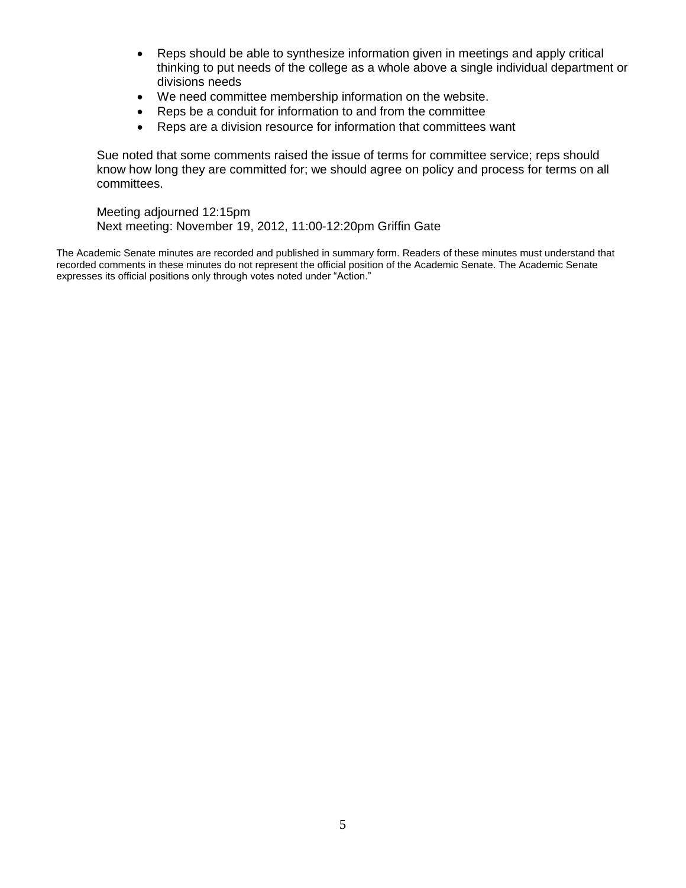- Reps should be able to synthesize information given in meetings and apply critical thinking to put needs of the college as a whole above a single individual department or divisions needs
- We need committee membership information on the website.
- Reps be a conduit for information to and from the committee
- Reps are a division resource for information that committees want

Sue noted that some comments raised the issue of terms for committee service; reps should know how long they are committed for; we should agree on policy and process for terms on all committees.

Meeting adjourned 12:15pm
Next meeting: November 19, 2012, 11:00-12:20pm Griffin Gate

The Academic Senate minutes are recorded and published in summary form. Readers of these minutes must understand that recorded comments in these minutes do not represent the official position of the Academic Senate. The Academic Senate expresses its official positions only through votes noted under "Action."